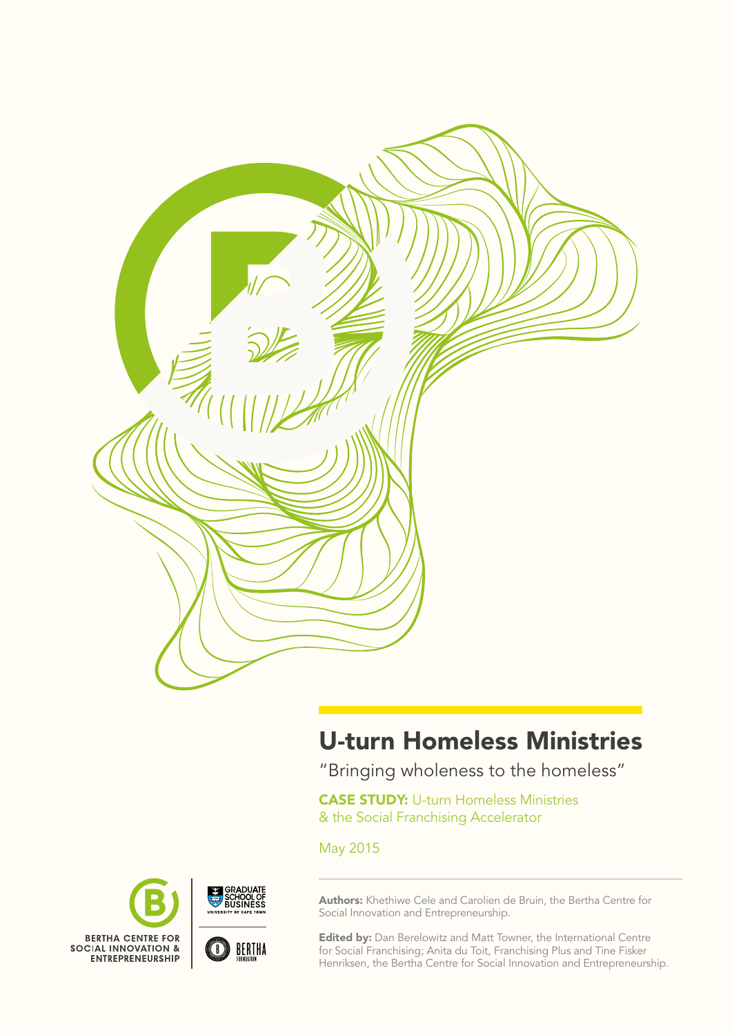# U-turn Homeless Ministries

"Bringing wholeness to the homeless"

**CASE STUDY:** U-turn Homeless Ministries & the Social Franchising Accelerator

May 2015

**Authors:** Khethiwe Cele and Carolien de Bruin, the Bertha Centre for Social Innovation and Entrepreneurship.

**Edited by:** Dan Berelowitz and Matt Towner, the International Centre for Social Franchising; Anita du Toit, Franchising Plus and Tine Fisker Henriksen, the Bertha Centre for Social Innovation and Entrepreneurship.

BERTHA CENTRE FOR SOCIAL INNOVATION & ENTREPRENEURSHIP

GRADUATE SCHOOL OF BUSINESS UNIVERSITY OF CAPE TOWN

BERTHA FOUNDATION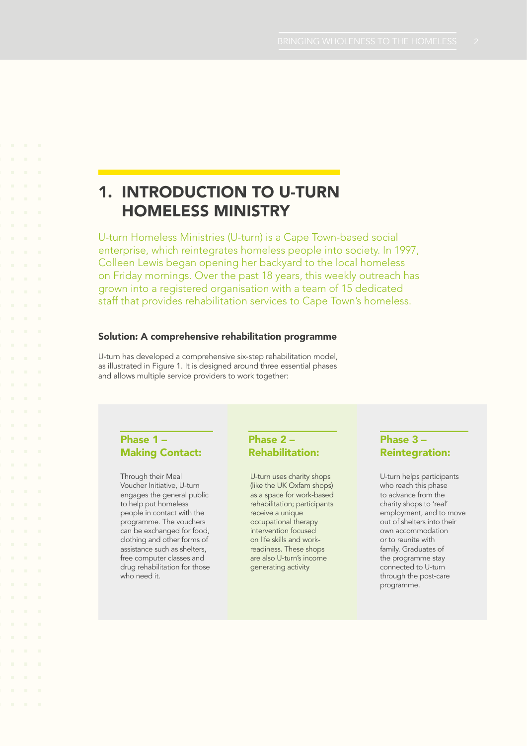## 1. INTRODUCTION TO U-TURN HOMELESS MINISTRY

U-turn Homeless Ministries (U-turn) is a Cape Town-based social enterprise, which reintegrates homeless people into society. In 1997, Colleen Lewis began opening her backyard to the local homeless on Friday mornings. Over the past 18 years, this weekly outreach has grown into a registered organisation with a team of 15 dedicated staff that provides rehabilitation services to Cape Town's homeless.

### Solution: A comprehensive rehabilitation programme

U-turn has developed a comprehensive six-step rehabilitation model, as illustrated in Figure 1. It is designed around three essential phases and allows multiple service providers to work together:

#### Phase 1 – Making Contact:

Through their Meal Voucher Initiative, U-turn engages the general public to help put homeless people in contact with the programme. The vouchers can be exchanged for food, clothing and other forms of assistance such as shelters, free computer classes and drug rehabilitation for those who need it.

#### Phase 2 – Rehabilitation:

U-turn uses charity shops (like the UK Oxfam shops) as a space for work-based rehabilitation; participants receive a unique occupational therapy intervention focused on life skills and work-readiness. These shops are also U-turn's income generating activity

#### Phase 3 – Reintegration:

U-turn helps participants who reach this phase to advance from the charity shops to 'real' employment, and to move out of shelters into their own accommodation or to reunite with family. Graduates of the programme stay connected to U-turn through the post-care programme.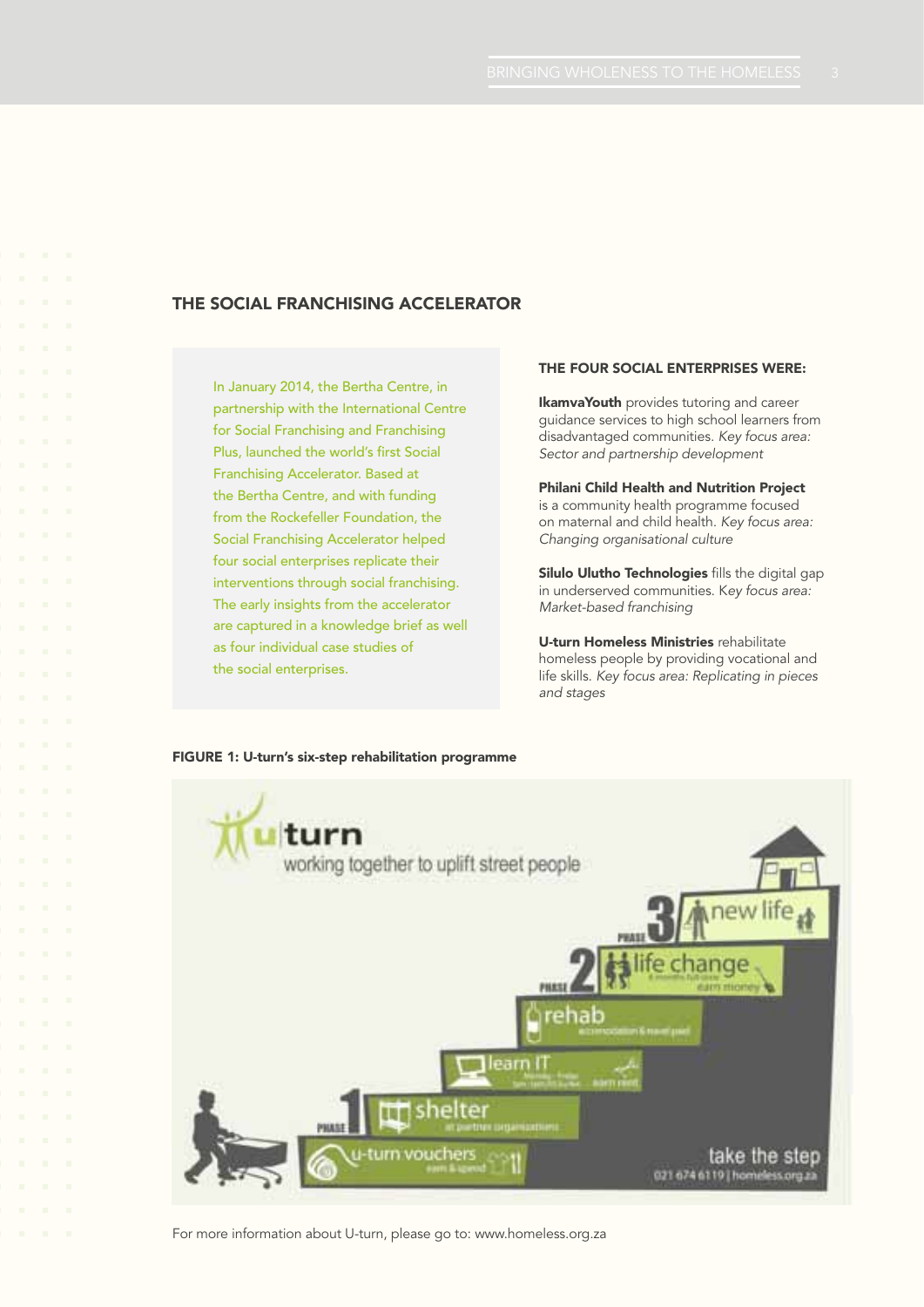## THE SOCIAL FRANCHISING ACCELERATOR

In January 2014, the Bertha Centre, in partnership with the International Centre for Social Franchising and Franchising Plus, launched the world's first Social Franchising Accelerator. Based at the Bertha Centre, and with funding from the Rockefeller Foundation, the Social Franchising Accelerator helped four social enterprises replicate their interventions through social franchising. The early insights from the accelerator are captured in a knowledge brief as well as four individual case studies of the social enterprises.

### THE FOUR SOCIAL ENTERPRISES WERE:

**IkamvaYouth** provides tutoring and career guidance services to high school learners from disadvantaged communities. *Key focus area: Sector and partnership development*

**Philani Child Health and Nutrition Project** is a community health programme focused on maternal and child health. *Key focus area: Changing organisational culture*

**Silulo Ulutho Technologies** fills the digital gap in underserved communities. *Key focus area: Market-based franchising*

**U-turn Homeless Ministries** rehabilitate homeless people by providing vocational and life skills. *Key focus area: Replicating in pieces and stages*

**FIGURE 1: U-turn's six-step rehabilitation programme**

For more information about U-turn, please go to: www.homeless.org.za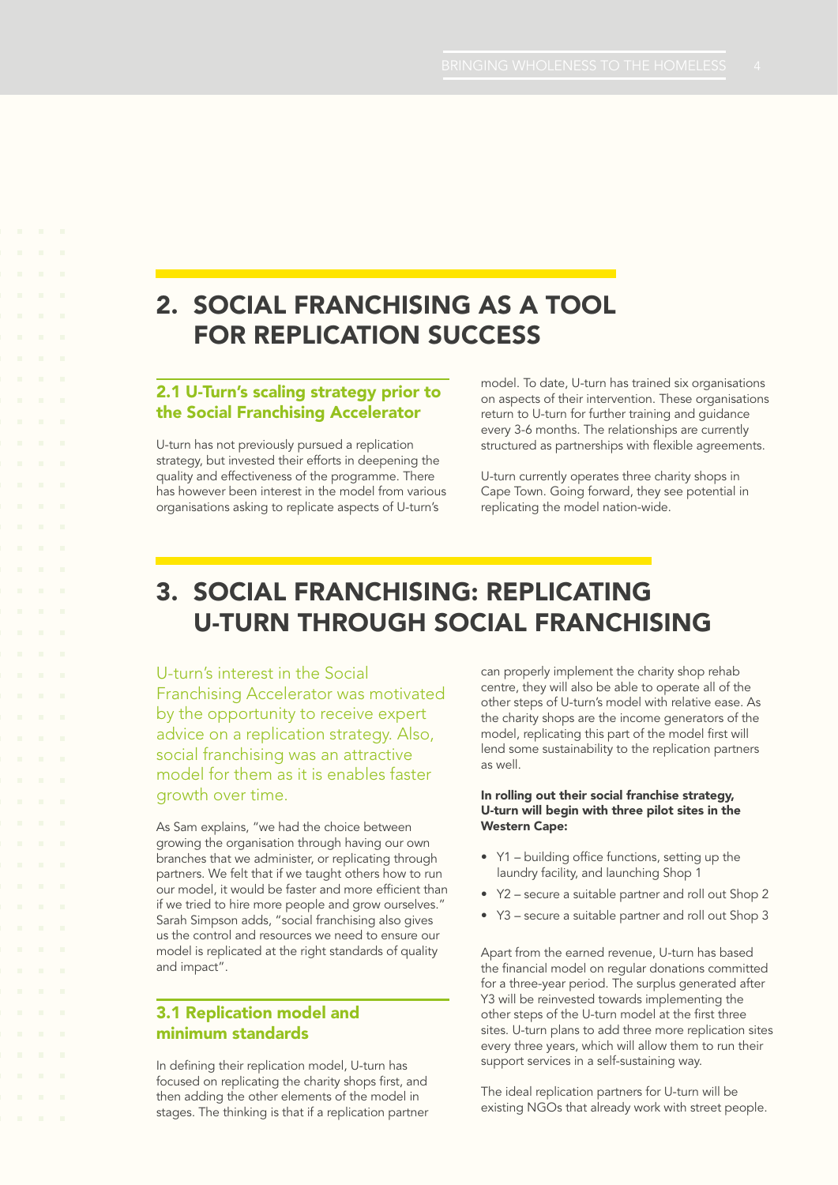## 2. SOCIAL FRANCHISING AS A TOOL FOR REPLICATION SUCCESS

### 2.1 U-Turn's scaling strategy prior to the Social Franchising Accelerator

U-turn has not previously pursued a replication strategy, but invested their efforts in deepening the quality and effectiveness of the programme. There has however been interest in the model from various organisations asking to replicate aspects of U-turn's model. To date, U-turn has trained six organisations on aspects of their intervention. These organisations return to U-turn for further training and guidance every 3-6 months. The relationships are currently structured as partnerships with flexible agreements.

U-turn currently operates three charity shops in Cape Town. Going forward, they see potential in replicating the model nation-wide.

## 3. SOCIAL FRANCHISING: REPLICATING U-TURN THROUGH SOCIAL FRANCHISING

U-turn's interest in the Social Franchising Accelerator was motivated by the opportunity to receive expert advice on a replication strategy. Also, social franchising was an attractive model for them as it is enables faster growth over time.

As Sam explains, "we had the choice between growing the organisation through having our own branches that we administer, or replicating through partners. We felt that if we taught others how to run our model, it would be faster and more efficient than if we tried to hire more people and grow ourselves." Sarah Simpson adds, "social franchising also gives us the control and resources we need to ensure our model is replicated at the right standards of quality and impact".

### 3.1 Replication model and minimum standards

In defining their replication model, U-turn has focused on replicating the charity shops first, and then adding the other elements of the model in stages. The thinking is that if a replication partner can properly implement the charity shop rehab centre, they will also be able to operate all of the other steps of U-turn's model with relative ease. As the charity shops are the income generators of the model, replicating this part of the model first will lend some sustainability to the replication partners as well.

**In rolling out their social franchise strategy, U-turn will begin with three pilot sites in the Western Cape:**

- Y1 – building office functions, setting up the laundry facility, and launching Shop 1
- Y2 – secure a suitable partner and roll out Shop 2
- Y3 – secure a suitable partner and roll out Shop 3

Apart from the earned revenue, U-turn has based the financial model on regular donations committed for a three-year period. The surplus generated after Y3 will be reinvested towards implementing the other steps of the U-turn model at the first three sites. U-turn plans to add three more replication sites every three years, which will allow them to run their support services in a self-sustaining way.

The ideal replication partners for U-turn will be existing NGOs that already work with street people.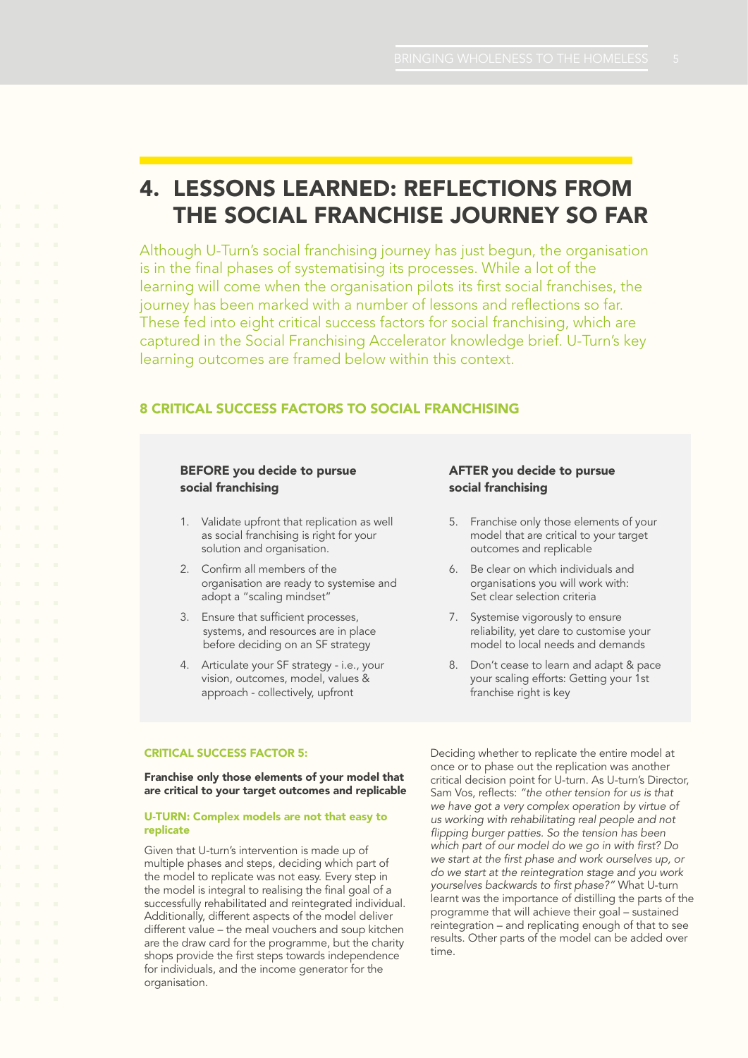# 4. LESSONS LEARNED: REFLECTIONS FROM THE SOCIAL FRANCHISE JOURNEY SO FAR

Although U-Turn's social franchising journey has just begun, the organisation is in the final phases of systematising its processes. While a lot of the learning will come when the organisation pilots its first social franchises, the journey has been marked with a number of lessons and reflections so far. These fed into eight critical success factors for social franchising, which are captured in the Social Franchising Accelerator knowledge brief. U-Turn's key learning outcomes are framed below within this context.

## 8 CRITICAL SUCCESS FACTORS TO SOCIAL FRANCHISING

**BEFORE you decide to pursue social franchising**

1. Validate upfront that replication as well as social franchising is right for your solution and organisation.
2. Confirm all members of the organisation are ready to systemise and adopt a "scaling mindset"
3. Ensure that sufficient processes, systems, and resources are in place before deciding on an SF strategy
4. Articulate your SF strategy - i.e., your vision, outcomes, model, values & approach - collectively, upfront

**AFTER you decide to pursue social franchising**

5. Franchise only those elements of your model that are critical to your target outcomes and replicable
6. Be clear on which individuals and organisations you will work with: Set clear selection criteria
7. Systemise vigorously to ensure reliability, yet dare to customise your model to local needs and demands
8. Don't cease to learn and adapt & pace your scaling efforts: Getting your 1st franchise right is key

### CRITICAL SUCCESS FACTOR 5:

**Franchise only those elements of your model that are critical to your target outcomes and replicable**

#### U-TURN: Complex models are not that easy to replicate

Given that U-turn's intervention is made up of multiple phases and steps, deciding which part of the model to replicate was not easy. Every step in the model is integral to realising the final goal of a successfully rehabilitated and reintegrated individual. Additionally, different aspects of the model deliver different value – the meal vouchers and soup kitchen are the draw card for the programme, but the charity shops provide the first steps towards independence for individuals, and the income generator for the organisation.

Deciding whether to replicate the entire model at once or to phase out the replication was another critical decision point for U-turn. As U-turn's Director, Sam Vos, reflects: *"the other tension for us is that we have got a very complex operation by virtue of us working with rehabilitating real people and not flipping burger patties. So the tension has been which part of our model do we go in with first? Do we start at the first phase and work ourselves up, or do we start at the reintegration stage and you work yourselves backwards to first phase?"* What U-turn learnt was the importance of distilling the parts of the programme that will achieve their goal – sustained reintegration – and replicating enough of that to see results. Other parts of the model can be added over time.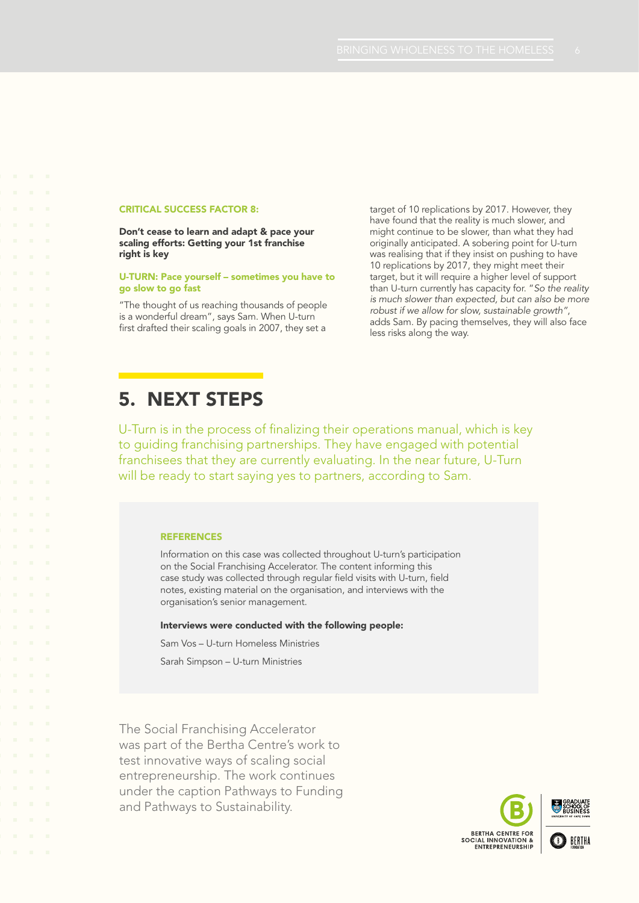**CRITICAL SUCCESS FACTOR 8:**

**Don't cease to learn and adapt & pace your scaling efforts: Getting your 1st franchise right is key**

**U-TURN: Pace yourself – sometimes you have to go slow to go fast**

"The thought of us reaching thousands of people is a wonderful dream", says Sam. When U-turn first drafted their scaling goals in 2007, they set a target of 10 replications by 2017. However, they have found that the reality is much slower, and might continue to be slower, than what they had originally anticipated. A sobering point for U-turn was realising that if they insist on pushing to have 10 replications by 2017, they might meet their target, but it will require a higher level of support than U-turn currently has capacity for. "*So the reality is much slower than expected, but can also be more robust if we allow for slow, sustainable growth*", adds Sam. By pacing themselves, they will also face less risks along the way.

## 5. NEXT STEPS

U-Turn is in the process of finalizing their operations manual, which is key to guiding franchising partnerships. They have engaged with potential franchisees that they are currently evaluating. In the near future, U-Turn will be ready to start saying yes to partners, according to Sam.

**REFERENCES**

Information on this case was collected throughout U-turn's participation on the Social Franchising Accelerator. The content informing this case study was collected through regular field visits with U-turn, field notes, existing material on the organisation, and interviews with the organisation's senior management.

**Interviews were conducted with the following people:**

Sam Vos – U-turn Homeless Ministries

Sarah Simpson – U-turn Ministries

The Social Franchising Accelerator was part of the Bertha Centre's work to test innovative ways of scaling social entrepreneurship. The work continues under the caption Pathways to Funding and Pathways to Sustainability.

BERTHA CENTRE FOR SOCIAL INNOVATION & ENTREPRENEURSHIP

GRADUATE SCHOOL OF BUSINESS UNIVERSITY OF CAPE TOWN

BERTHA FOUNDATION